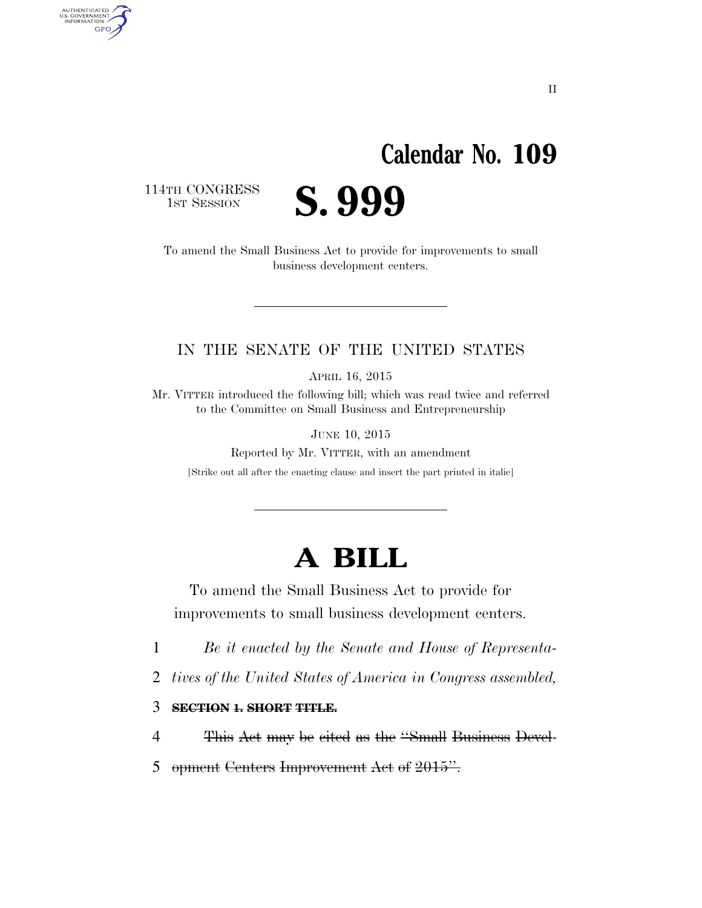II

# Calendar No. 109

114TH CONGRESS
1ST SESSION

# S. 999

To amend the Small Business Act to provide for improvements to small business development centers.

---

IN THE SENATE OF THE UNITED STATES

APRIL 16, 2015

Mr. VITTER introduced the following bill; which was read twice and referred to the Committee on Small Business and Entrepreneurship

JUNE 10, 2015

Reported by Mr. VITTER, with an amendment

[Strike out all after the enacting clause and insert the part printed in italic]

---

# A BILL

To amend the Small Business Act to provide for improvements to small business development centers.

1 *Be it enacted by the Senate and House of Representa-*

2 *tives of the United States of America in Congress assembled,*

3 ~~**SECTION 1. SHORT TITLE.**~~

4 ~~This Act may be cited as the "Small Business Devel-~~

5 ~~opment Centers Improvement Act of 2015".~~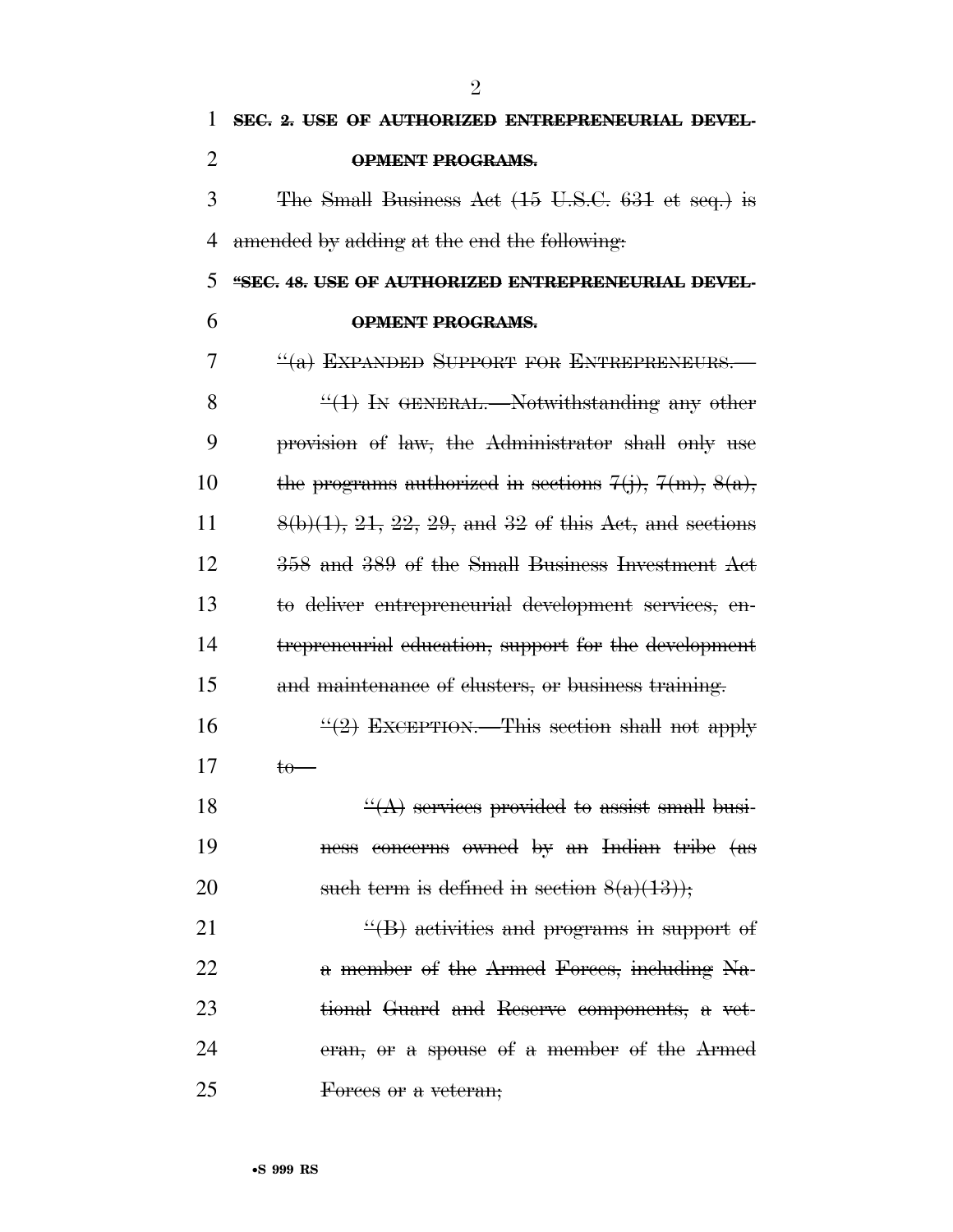~~**SEC. 2. USE OF AUTHORIZED ENTREPRENEURIAL DEVELOPMENT PROGRAMS.**~~

~~The Small Business Act (15 U.S.C. 631 et seq.) is amended by adding at the end the following:~~

~~**"SEC. 48. USE OF AUTHORIZED ENTREPRENEURIAL DEVELOPMENT PROGRAMS.**~~

~~"(a) EXPANDED SUPPORT FOR ENTREPRENEURS.—~~

~~"(1) IN GENERAL.—Notwithstanding any other provision of law, the Administrator shall only use the programs authorized in sections 7(j), 7(m), 8(a), 8(b)(1), 21, 22, 29, and 32 of this Act, and sections 358 and 389 of the Small Business Investment Act to deliver entrepreneurial development services, entrepreneurial education, support for the development and maintenance of clusters, or business training.~~

~~"(2) EXCEPTION.—This section shall not apply to—~~

~~"(A) services provided to assist small business concerns owned by an Indian tribe (as such term is defined in section 8(a)(13));~~

~~"(B) activities and programs in support of a member of the Armed Forces, including National Guard and Reserve components, a veteran, or a spouse of a member of the Armed Forces or a veteran;~~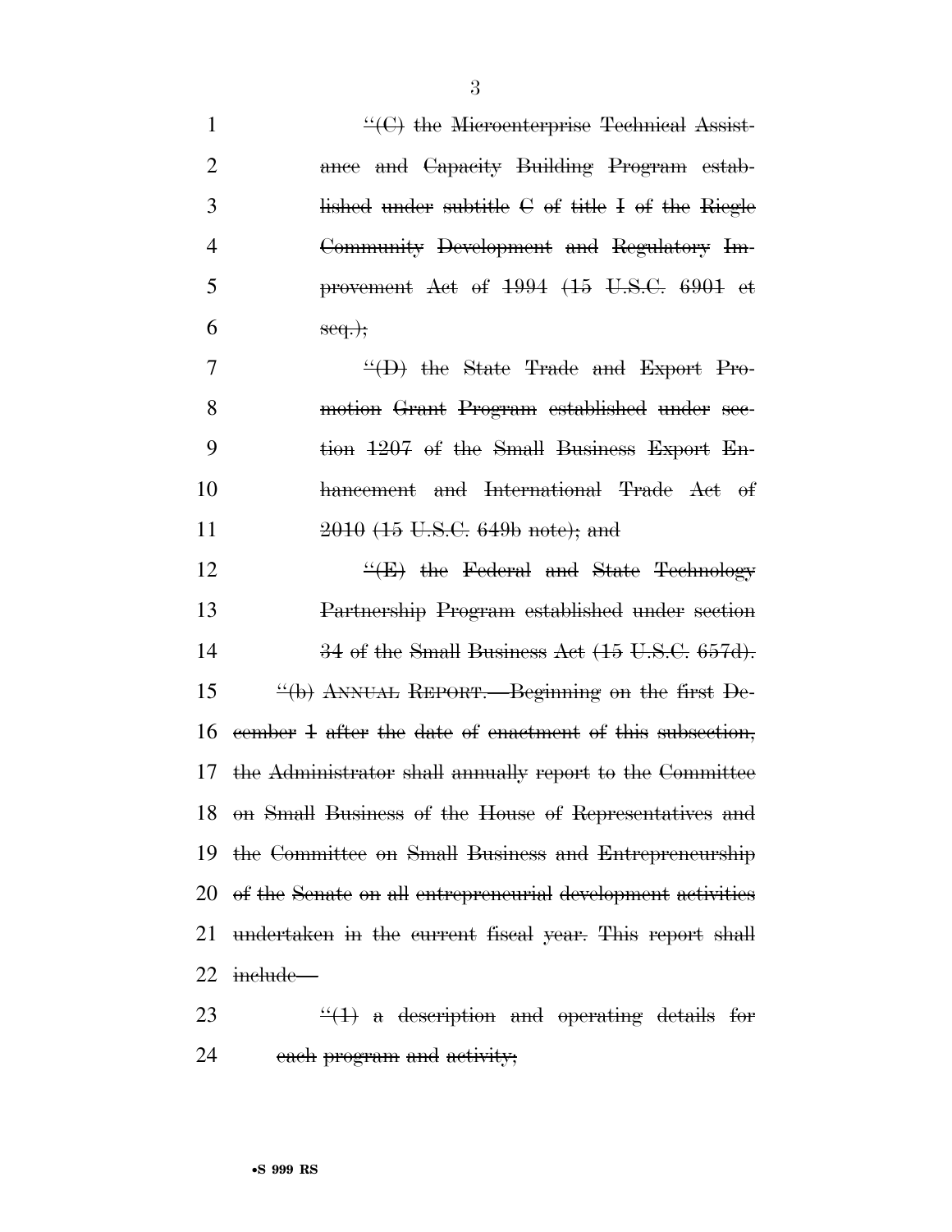"(C) the Microenterprise Technical Assistance and Capacity Building Program established under subtitle C of title I of the Riegle Community Development and Regulatory Improvement Act of 1994 (15 U.S.C. 6901 et seq.);

"(D) the State Trade and Export Promotion Grant Program established under section 1207 of the Small Business Export Enhancement and International Trade Act of 2010 (15 U.S.C. 649b note); and

"(E) the Federal and State Technology Partnership Program established under section 34 of the Small Business Act (15 U.S.C. 657d).

"(b) ANNUAL REPORT.—Beginning on the first December 1 after the date of enactment of this subsection, the Administrator shall annually report to the Committee on Small Business of the House of Representatives and the Committee on Small Business and Entrepreneurship of the Senate on all entrepreneurial development activities undertaken in the current fiscal year. This report shall include—

"(1) a description and operating details for each program and activity;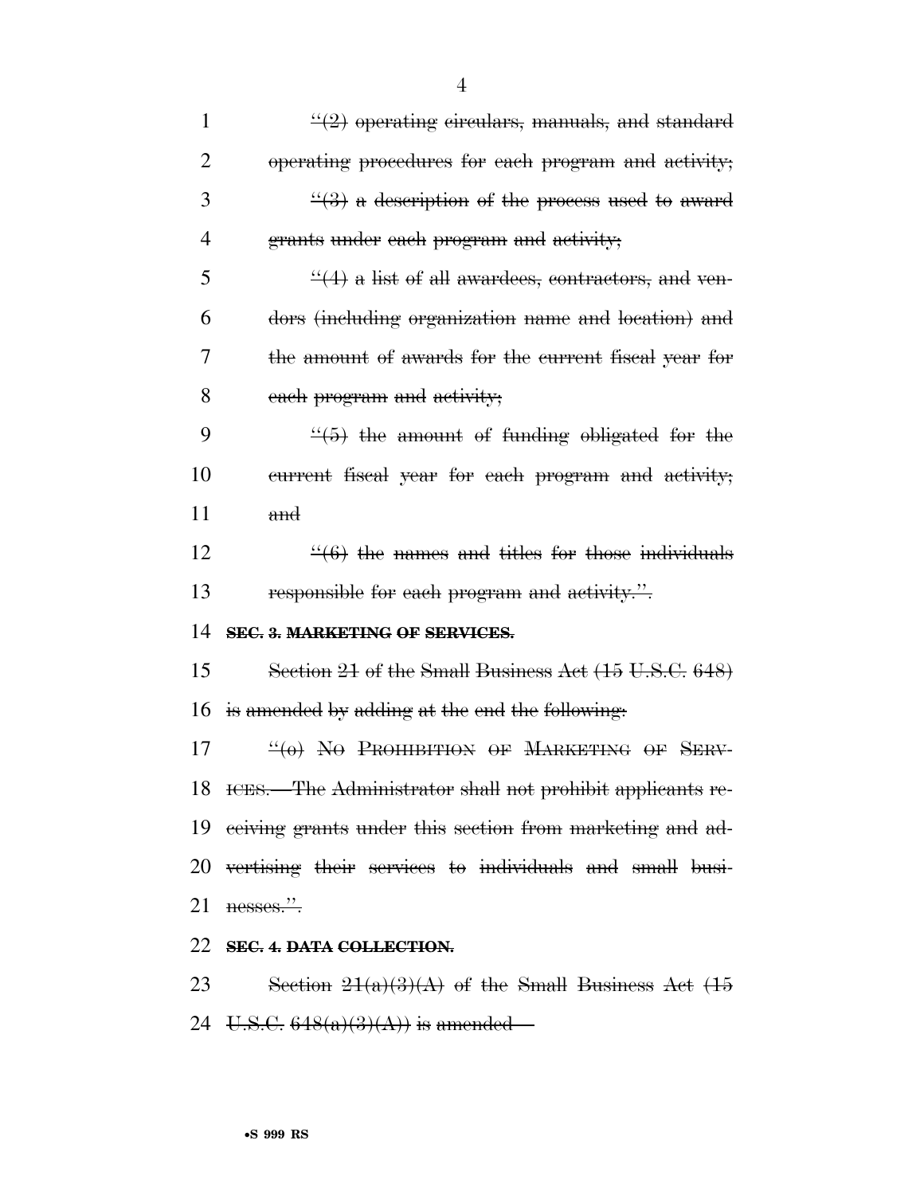~~"(2) operating circulars, manuals, and standard operating procedures for each program and activity;~~

~~"(3) a description of the process used to award grants under each program and activity;~~

~~"(4) a list of all awardees, contractors, and vendors (including organization name and location) and the amount of awards for the current fiscal year for each program and activity;~~

~~"(5) the amount of funding obligated for the current fiscal year for each program and activity; and~~

~~"(6) the names and titles for those individuals responsible for each program and activity.".~~

~~**SEC. 3. MARKETING OF SERVICES.**~~

~~Section 21 of the Small Business Act (15 U.S.C. 648) is amended by adding at the end the following:~~

~~"(o) NO PROHIBITION OF MARKETING OF SERVICES.—The Administrator shall not prohibit applicants receiving grants under this section from marketing and advertising their services to individuals and small businesses.".~~

~~**SEC. 4. DATA COLLECTION.**~~

~~Section 21(a)(3)(A) of the Small Business Act (15 U.S.C. 648(a)(3)(A)) is amended—~~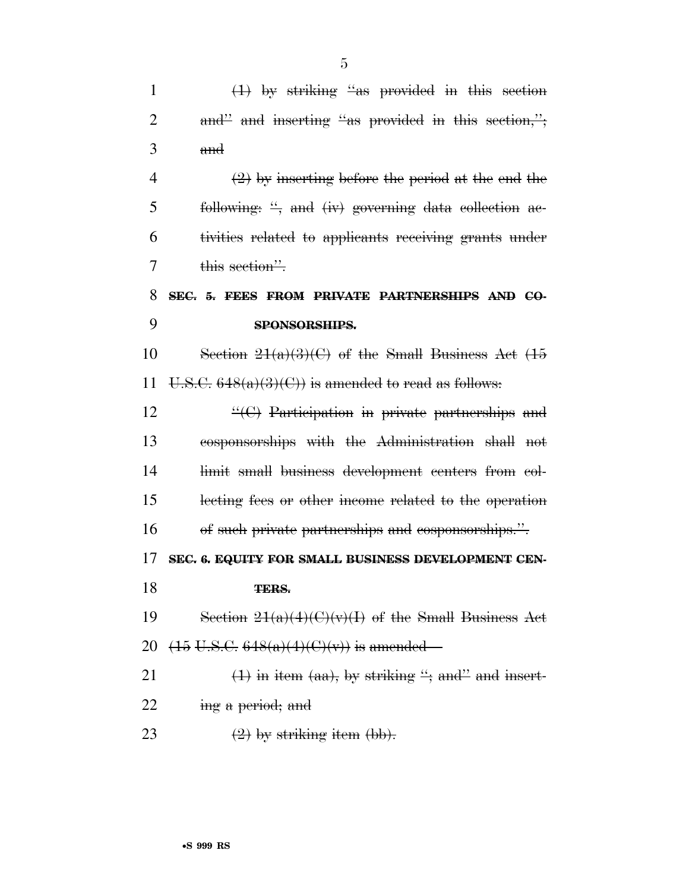~~(1) by striking "as provided in this section and" and inserting "as provided in this section,"; and~~

~~(2) by inserting before the period at the end the following: ", and (iv) governing data collection activities related to applicants receiving grants under this section".~~

~~**SEC. 5. FEES FROM PRIVATE PARTNERSHIPS AND COSPONSORSHIPS.**~~

~~Section 21(a)(3)(C) of the Small Business Act (15 U.S.C. 648(a)(3)(C)) is amended to read as follows:~~

~~"(C) Participation in private partnerships and cosponsorships with the Administration shall not limit small business development centers from collecting fees or other income related to the operation of such private partnerships and cosponsorships.".~~

~~**SEC. 6. EQUITY FOR SMALL BUSINESS DEVELOPMENT CENTERS.**~~

~~Section 21(a)(4)(C)(v)(I) of the Small Business Act (15 U.S.C. 648(a)(4)(C)(v)) is amended—~~

~~(1) in item (aa), by striking "; and" and inserting a period; and~~

~~(2) by striking item (bb).~~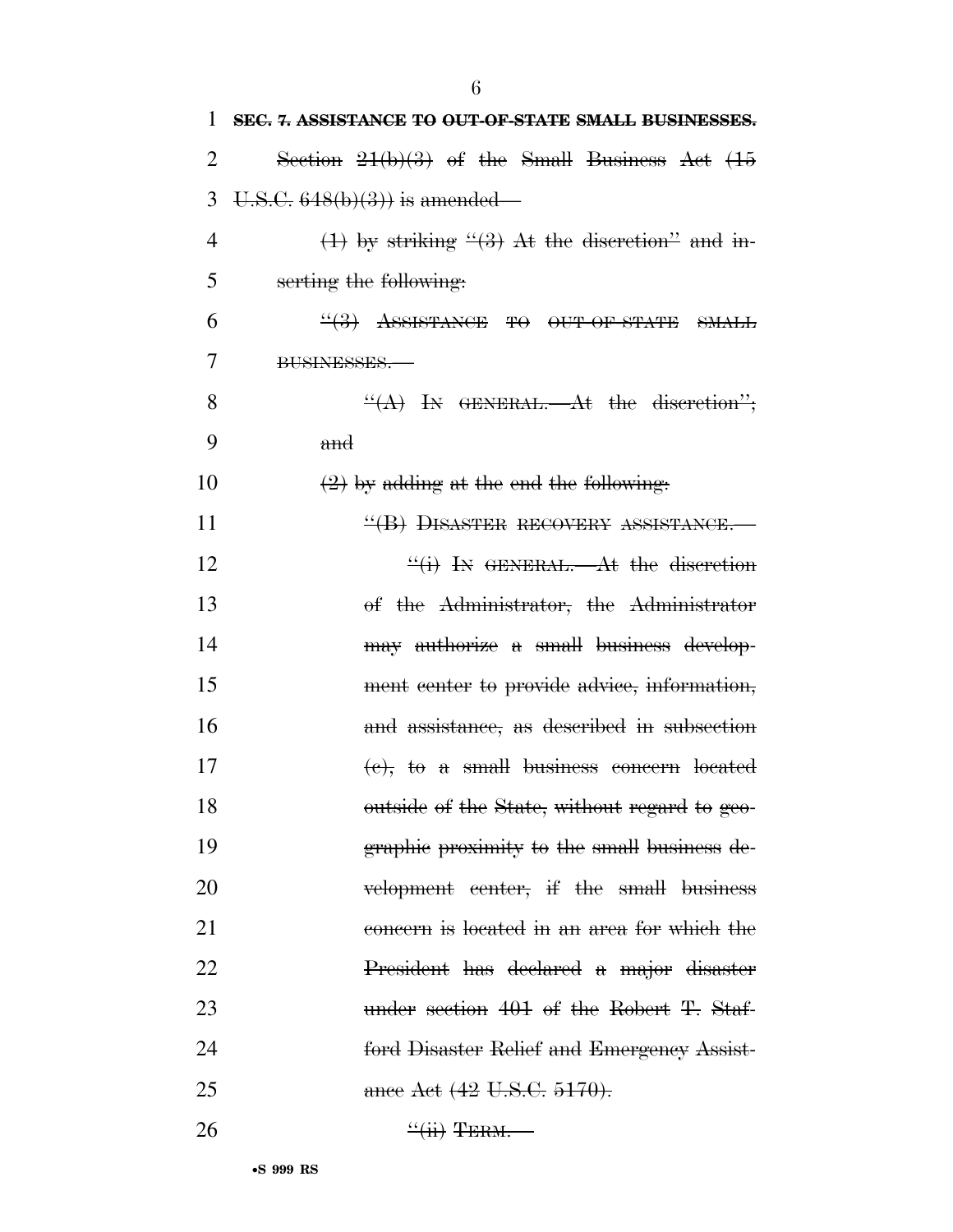~~**SEC. 7. ASSISTANCE TO OUT-OF-STATE SMALL BUSINESSES.**~~

~~Section 21(b)(3) of the Small Business Act (15 U.S.C. 648(b)(3)) is amended—~~

~~(1) by striking "(3) At the discretion" and inserting the following:~~

~~"(3) ASSISTANCE TO OUT-OF-STATE SMALL BUSINESSES.—~~

~~"(A) IN GENERAL.—At the discretion"; and~~

~~(2) by adding at the end the following:~~

~~"(B) DISASTER RECOVERY ASSISTANCE.—~~

~~"(i) IN GENERAL.—At the discretion of the Administrator, the Administrator may authorize a small business development center to provide advice, information, and assistance, as described in subsection (c), to a small business concern located outside of the State, without regard to geographic proximity to the small business development center, if the small business concern is located in an area for which the President has declared a major disaster under section 401 of the Robert T. Stafford Disaster Relief and Emergency Assistance Act (42 U.S.C. 5170).~~

~~"(ii) TERM.—~~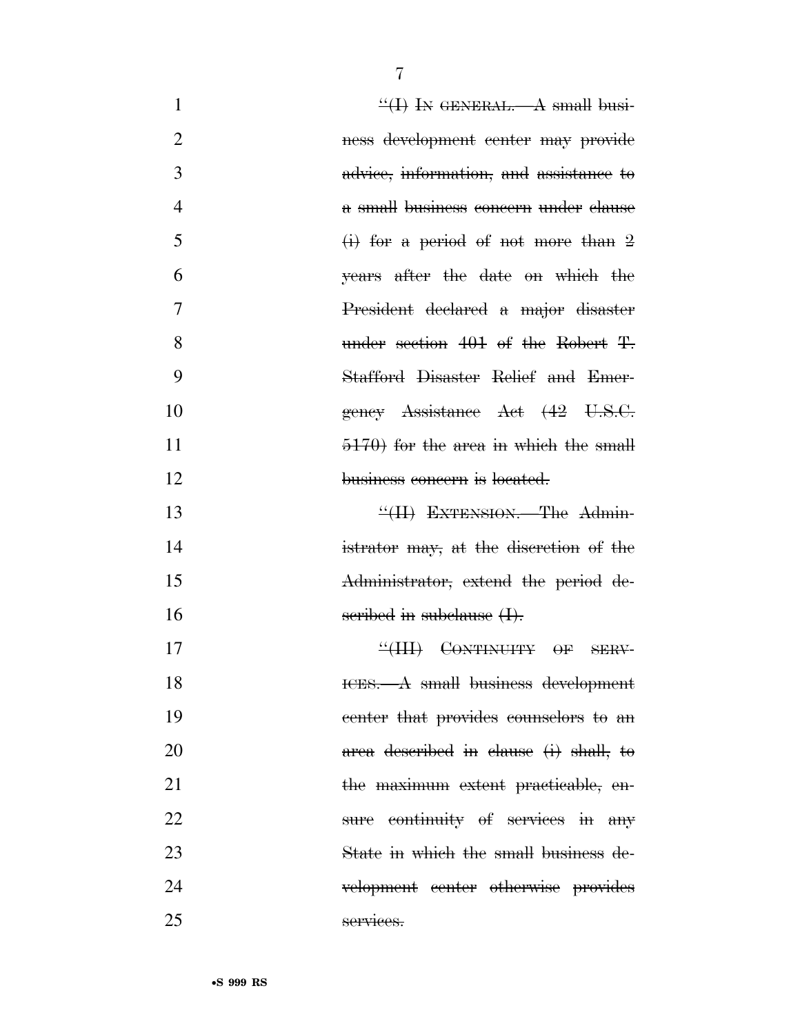~~"(I) IN GENERAL.—A small business development center may provide advice, information, and assistance to a small business concern under clause (i) for a period of not more than 2 years after the date on which the President declared a major disaster under section 401 of the Robert T. Stafford Disaster Relief and Emergency Assistance Act (42 U.S.C. 5170) for the area in which the small business concern is located.~~

~~"(II) EXTENSION.—The Administrator may, at the discretion of the Administrator, extend the period described in subclause (I).~~

~~"(III) CONTINUITY OF SERVICES.—A small business development center that provides counselors to an area described in clause (i) shall, to the maximum extent practicable, ensure continuity of services in any State in which the small business development center otherwise provides services.~~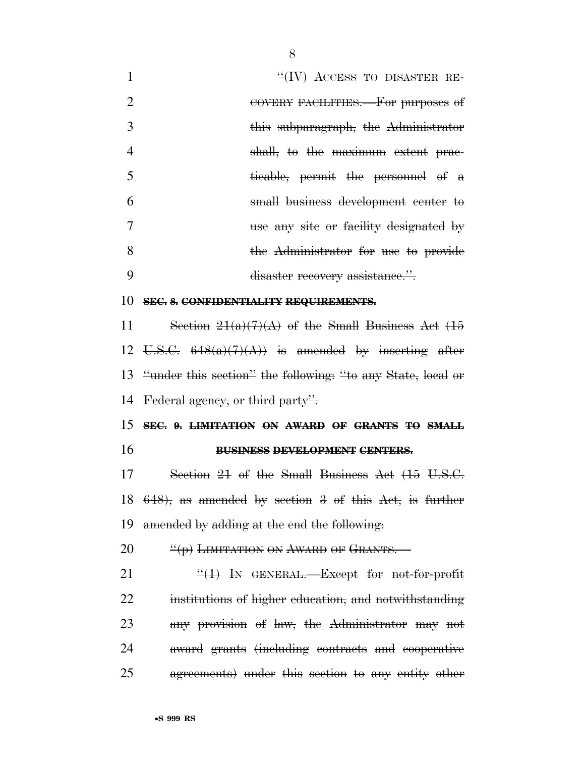"(IV) ACCESS TO DISASTER RECOVERY FACILITIES.—For purposes of this subparagraph, the Administrator shall, to the maximum extent practicable, permit the personnel of a small business development center to use any site or facility designated by the Administrator for use to provide disaster recovery assistance.".

**SEC. 8. CONFIDENTIALITY REQUIREMENTS.**

Section 21(a)(7)(A) of the Small Business Act (15 U.S.C. 648(a)(7)(A)) is amended by inserting after "under this section" the following: "to any State, local or Federal agency, or third party".

**SEC. 9. LIMITATION ON AWARD OF GRANTS TO SMALL BUSINESS DEVELOPMENT CENTERS.**

Section 21 of the Small Business Act (15 U.S.C. 648), as amended by section 3 of this Act, is further amended by adding at the end the following:

"(p) LIMITATION ON AWARD OF GRANTS.—

"(1) IN GENERAL.—Except for not-for-profit institutions of higher education, and notwithstanding any provision of law, the Administrator may not award grants (including contracts and cooperative agreements) under this section to any entity other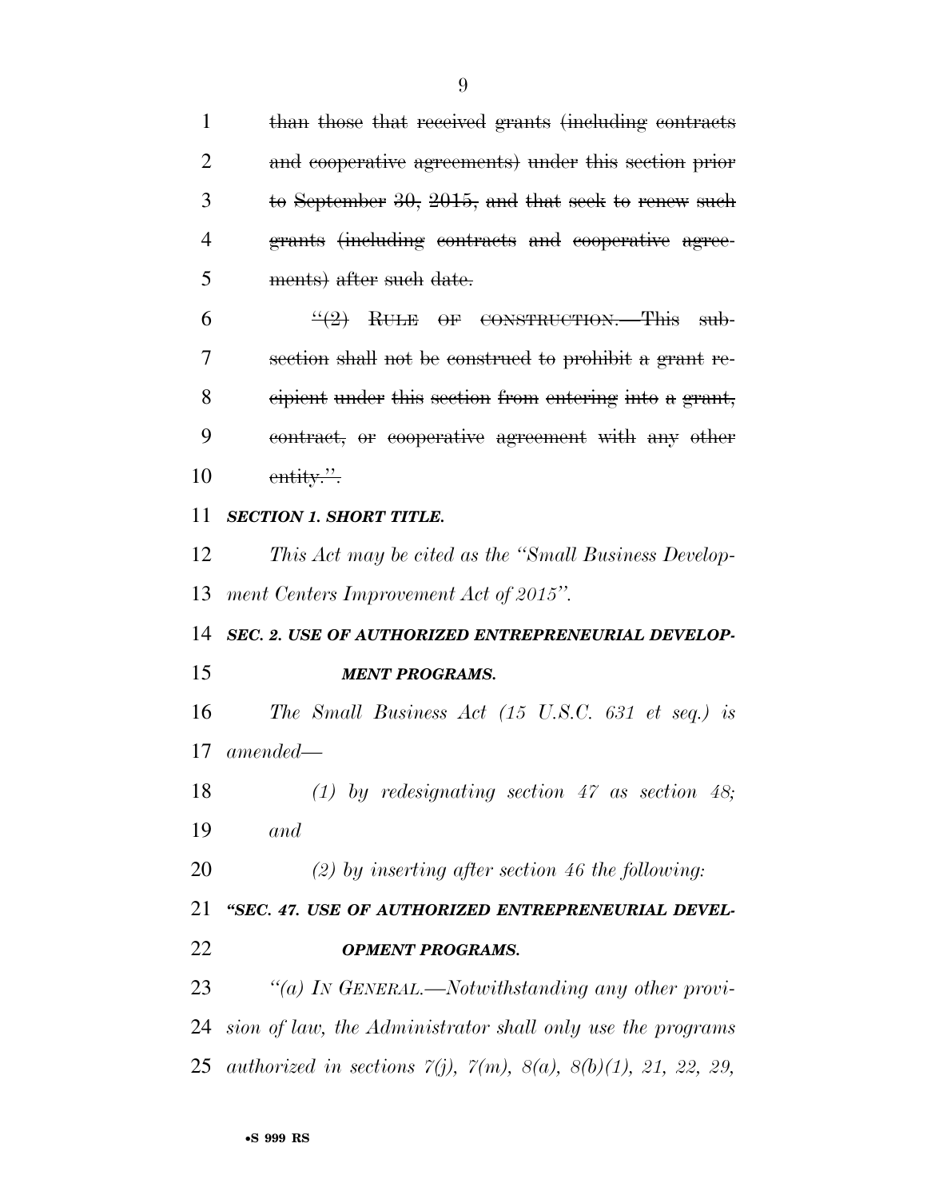~~than those that received grants (including contracts and cooperative agreements) under this section prior to September 30, 2015, and that seek to renew such grants (including contracts and cooperative agreements) after such date.~~

~~"(2) RULE OF CONSTRUCTION.—This subsection shall not be construed to prohibit a grant recipient under this section from entering into a grant, contract, or cooperative agreement with any other entity.".~~

***SECTION 1. SHORT TITLE.***

*This Act may be cited as the "Small Business Development Centers Improvement Act of 2015".*

***SEC. 2. USE OF AUTHORIZED ENTREPRENEURIAL DEVELOPMENT PROGRAMS.***

*The Small Business Act (15 U.S.C. 631 et seq.) is amended—*

*(1) by redesignating section 47 as section 48; and*

*(2) by inserting after section 46 the following:*

***"SEC. 47. USE OF AUTHORIZED ENTREPRENEURIAL DEVELOPMENT PROGRAMS.***

*"(a) IN GENERAL.—Notwithstanding any other provision of law, the Administrator shall only use the programs authorized in sections 7(j), 7(m), 8(a), 8(b)(1), 21, 22, 29,*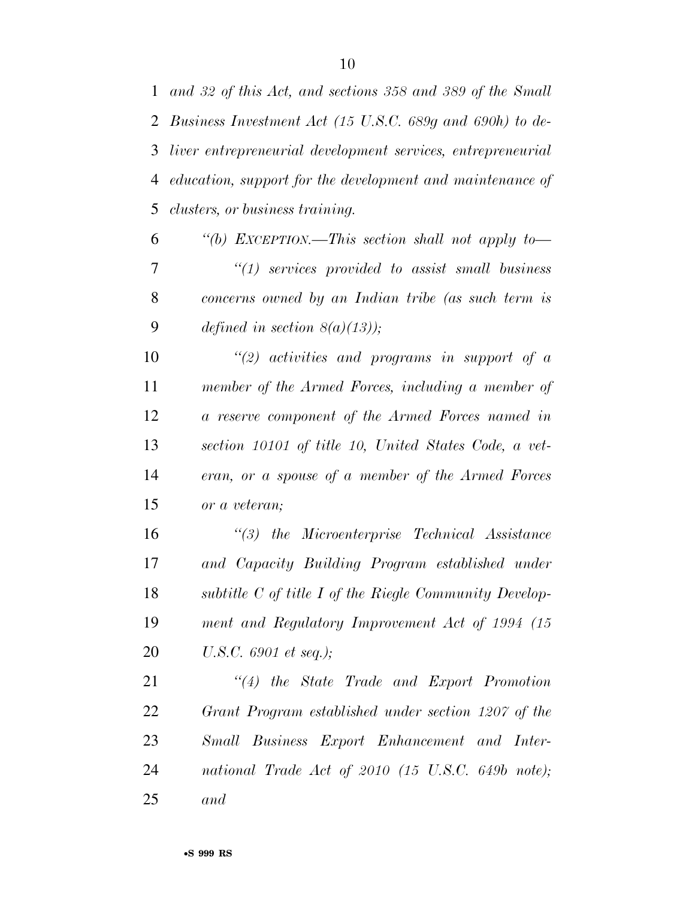*and 32 of this Act, and sections 358 and 389 of the Small Business Investment Act (15 U.S.C. 689g and 690h) to deliver entrepreneurial development services, entrepreneurial education, support for the development and maintenance of clusters, or business training.*

*"(b) EXCEPTION.—This section shall not apply to—*

*"(1) services provided to assist small business concerns owned by an Indian tribe (as such term is defined in section 8(a)(13));*

*"(2) activities and programs in support of a member of the Armed Forces, including a member of a reserve component of the Armed Forces named in section 10101 of title 10, United States Code, a veteran, or a spouse of a member of the Armed Forces or a veteran;*

*"(3) the Microenterprise Technical Assistance and Capacity Building Program established under subtitle C of title I of the Riegle Community Development and Regulatory Improvement Act of 1994 (15 U.S.C. 6901 et seq.);*

*"(4) the State Trade and Export Promotion Grant Program established under section 1207 of the Small Business Export Enhancement and International Trade Act of 2010 (15 U.S.C. 649b note); and*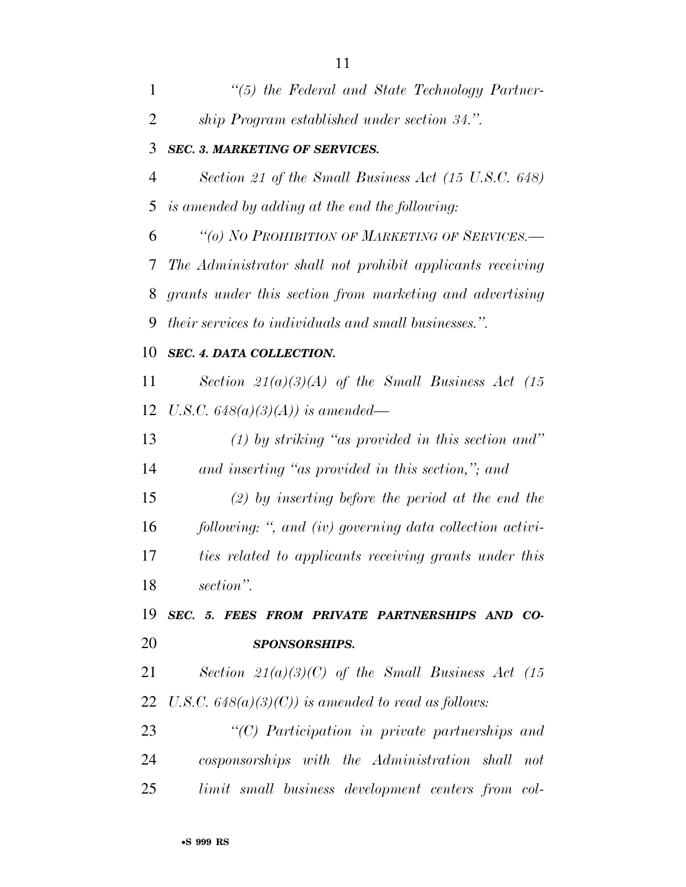*"(5) the Federal and State Technology Partnership Program established under section 34.".*

***SEC. 3. MARKETING OF SERVICES.***

*Section 21 of the Small Business Act (15 U.S.C. 648) is amended by adding at the end the following:*

*"(o) NO PROHIBITION OF MARKETING OF SERVICES.— The Administrator shall not prohibit applicants receiving grants under this section from marketing and advertising their services to individuals and small businesses.".*

***SEC. 4. DATA COLLECTION.***

*Section 21(a)(3)(A) of the Small Business Act (15 U.S.C. 648(a)(3)(A)) is amended—*

*(1) by striking "as provided in this section and" and inserting "as provided in this section,"; and*

*(2) by inserting before the period at the end the following: ", and (iv) governing data collection activities related to applicants receiving grants under this section".*

***SEC. 5. FEES FROM PRIVATE PARTNERSHIPS AND COSPONSORSHIPS.***

*Section 21(a)(3)(C) of the Small Business Act (15 U.S.C. 648(a)(3)(C)) is amended to read as follows:*

*"(C) Participation in private partnerships and cosponsorships with the Administration shall not limit small business development centers from col-*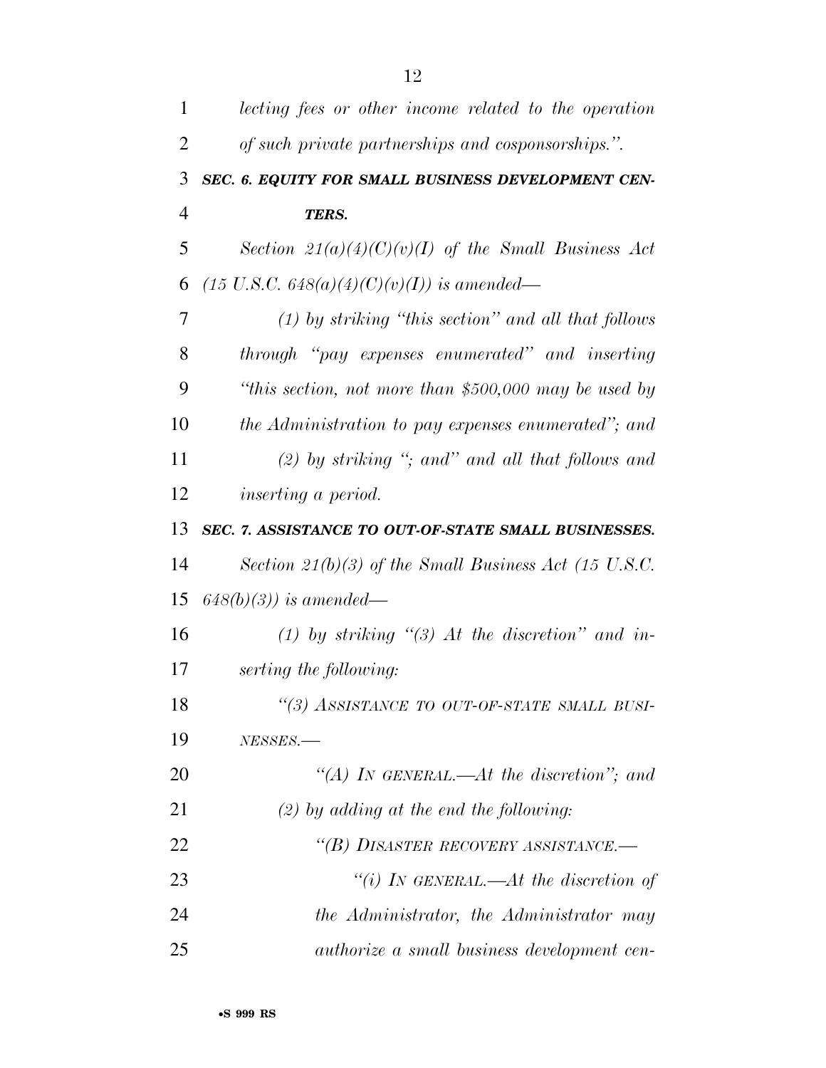*lecting fees or other income related to the operation of such private partnerships and cosponsorships.".*

***SEC. 6. EQUITY FOR SMALL BUSINESS DEVELOPMENT CENTERS.***

*Section 21(a)(4)(C)(v)(I) of the Small Business Act (15 U.S.C. 648(a)(4)(C)(v)(I)) is amended—*

*(1) by striking "this section" and all that follows through "pay expenses enumerated" and inserting "this section, not more than $500,000 may be used by the Administration to pay expenses enumerated"; and*

*(2) by striking "; and" and all that follows and inserting a period.*

***SEC. 7. ASSISTANCE TO OUT-OF-STATE SMALL BUSINESSES.***

*Section 21(b)(3) of the Small Business Act (15 U.S.C. 648(b)(3)) is amended—*

*(1) by striking "(3) At the discretion" and inserting the following:*

*"(3) ASSISTANCE TO OUT-OF-STATE SMALL BUSINESSES.—*

*"(A) IN GENERAL.—At the discretion"; and*

*(2) by adding at the end the following:*

*"(B) DISASTER RECOVERY ASSISTANCE.—*

*"(i) IN GENERAL.—At the discretion of the Administrator, the Administrator may authorize a small business development cen-*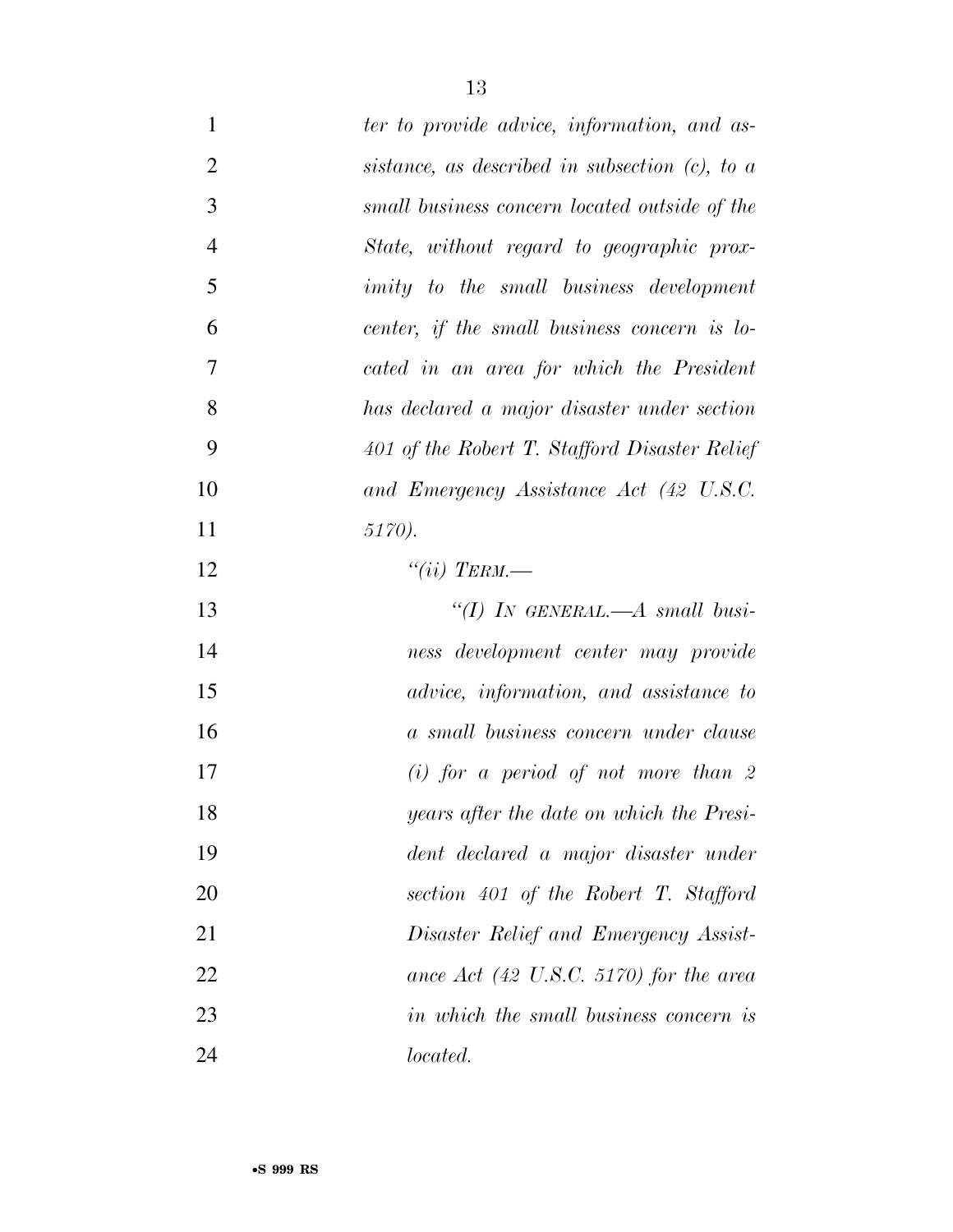*ter to provide advice, information, and assistance, as described in subsection (c), to a small business concern located outside of the State, without regard to geographic proximity to the small business development center, if the small business concern is located in an area for which the President has declared a major disaster under section 401 of the Robert T. Stafford Disaster Relief and Emergency Assistance Act (42 U.S.C. 5170).*

*"(ii) TERM.—*

*"(I) IN GENERAL.—A small business development center may provide advice, information, and assistance to a small business concern under clause (i) for a period of not more than 2 years after the date on which the President declared a major disaster under section 401 of the Robert T. Stafford Disaster Relief and Emergency Assistance Act (42 U.S.C. 5170) for the area in which the small business concern is located.*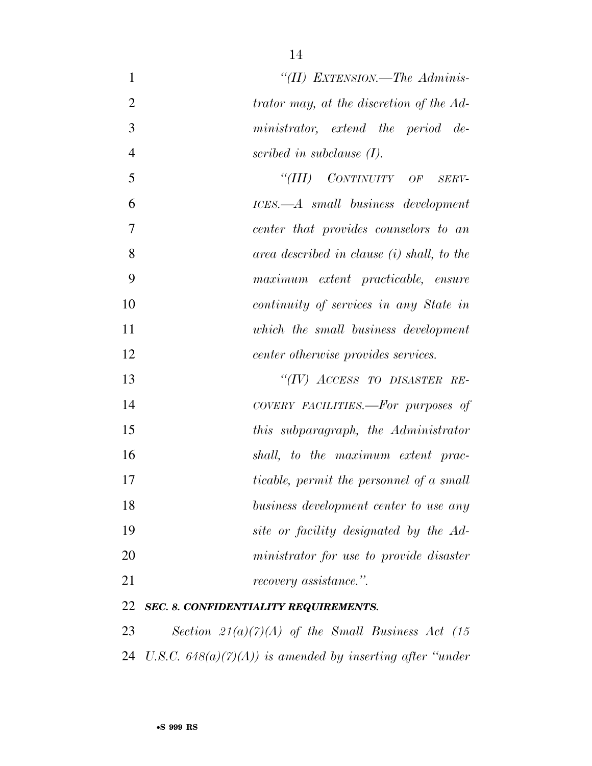*"(II) EXTENSION.—The Administrator may, at the discretion of the Administrator, extend the period described in subclause (I).*

*"(III) CONTINUITY OF SERVICES.—A small business development center that provides counselors to an area described in clause (i) shall, to the maximum extent practicable, ensure continuity of services in any State in which the small business development center otherwise provides services.*

*"(IV) ACCESS TO DISASTER RECOVERY FACILITIES.—For purposes of this subparagraph, the Administrator shall, to the maximum extent practicable, permit the personnel of a small business development center to use any site or facility designated by the Administrator for use to provide disaster recovery assistance.".*

***SEC. 8. CONFIDENTIALITY REQUIREMENTS.***

*Section 21(a)(7)(A) of the Small Business Act (15 U.S.C. 648(a)(7)(A)) is amended by inserting after "under*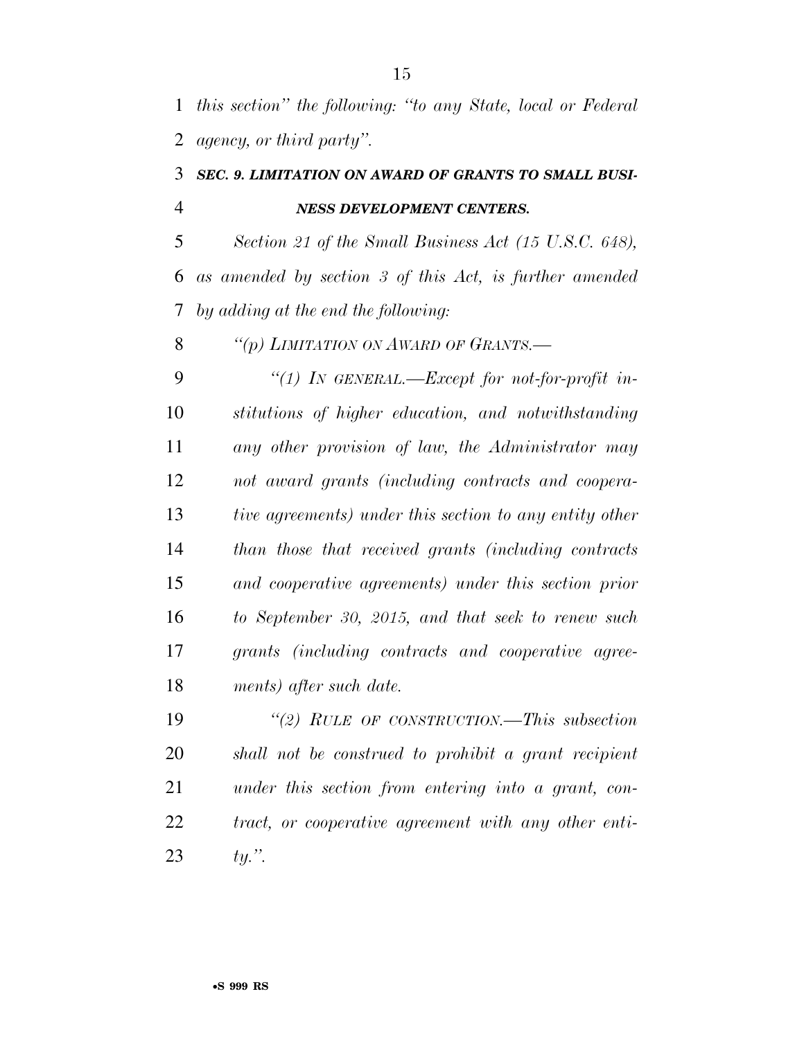*this section" the following: "to any State, local or Federal agency, or third party".*

### *SEC. 9. LIMITATION ON AWARD OF GRANTS TO SMALL BUSINESS DEVELOPMENT CENTERS.*

*Section 21 of the Small Business Act (15 U.S.C. 648), as amended by section 3 of this Act, is further amended by adding at the end the following:*

*"(p) LIMITATION ON AWARD OF GRANTS.—*

*"(1) IN GENERAL.—Except for not-for-profit institutions of higher education, and notwithstanding any other provision of law, the Administrator may not award grants (including contracts and cooperative agreements) under this section to any entity other than those that received grants (including contracts and cooperative agreements) under this section prior to September 30, 2015, and that seek to renew such grants (including contracts and cooperative agreements) after such date.*

*"(2) RULE OF CONSTRUCTION.—This subsection shall not be construed to prohibit a grant recipient under this section from entering into a grant, contract, or cooperative agreement with any other entity.".*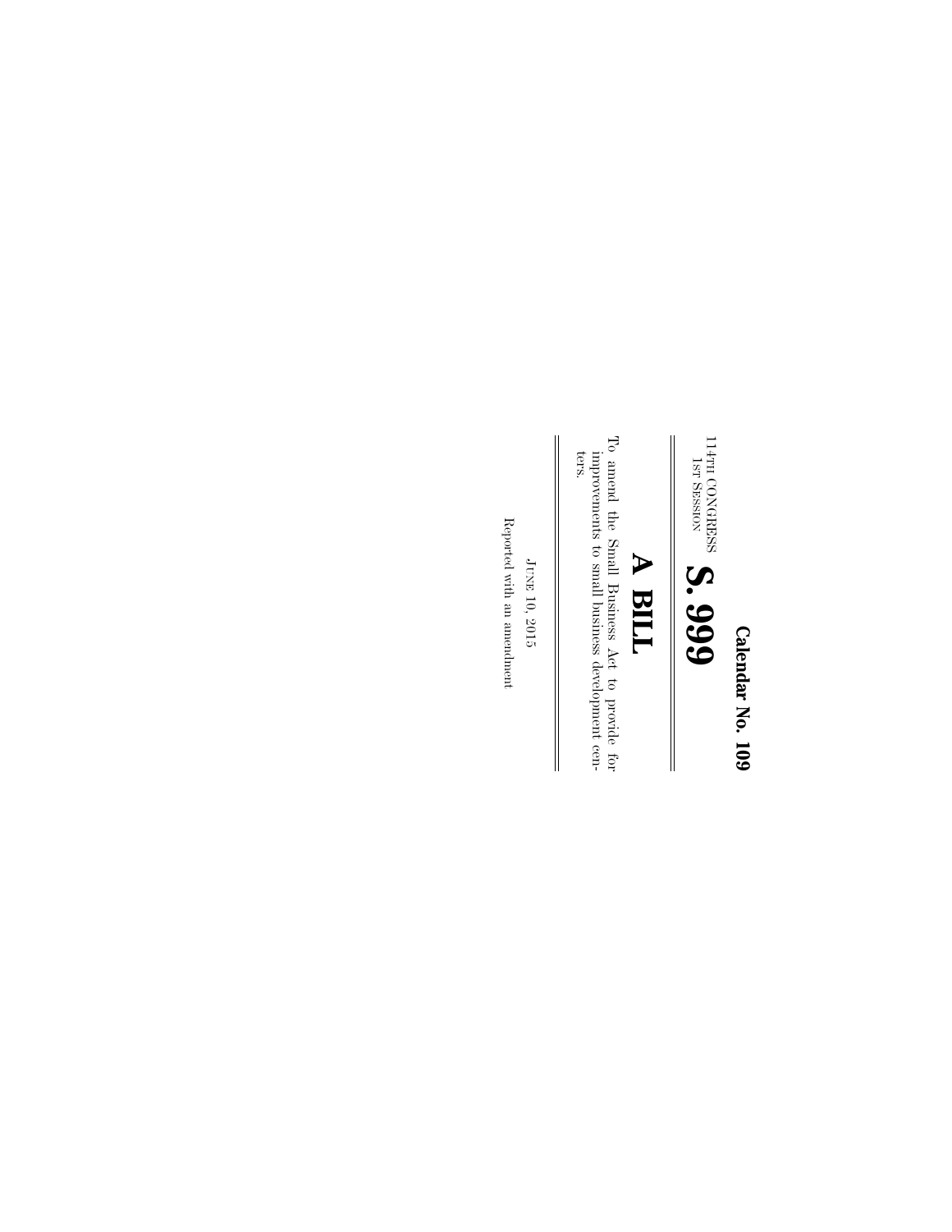Calendar No. 109

114TH CONGRESS
1ST SESSION

# S. 999

# A BILL

To amend the Small Business Act to provide for improvements to small business development centers.

JUNE 10, 2015

Reported with an amendment